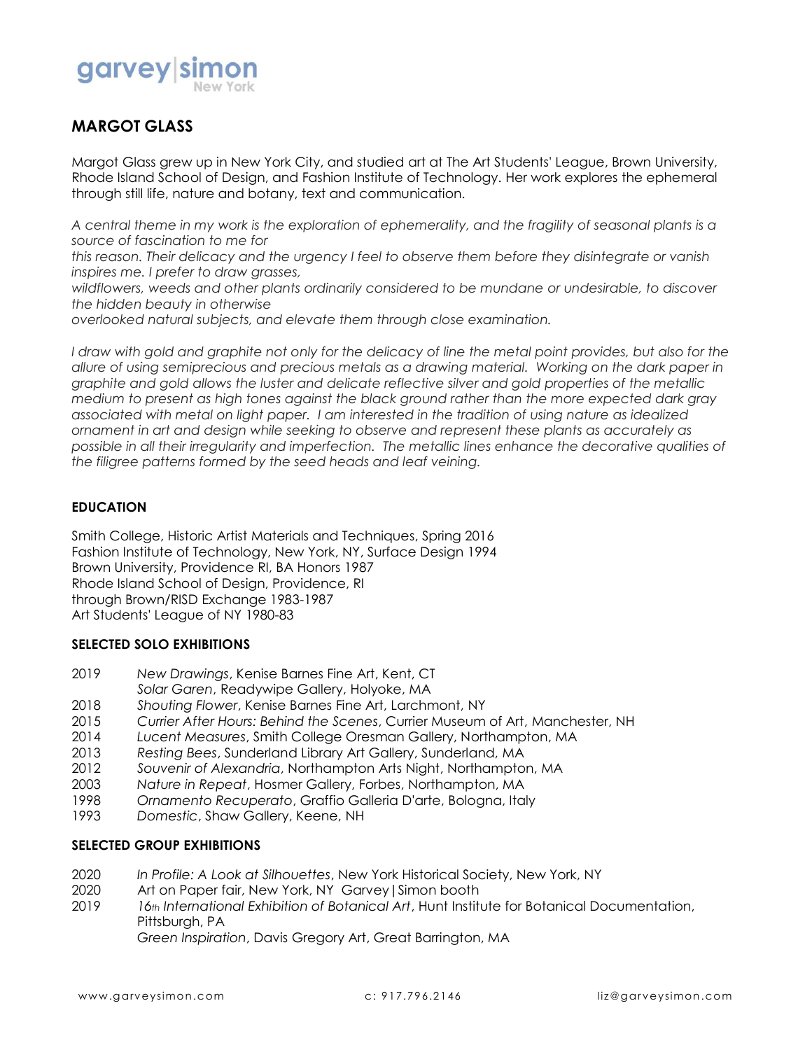garvey|simon New York

# MARGOT GLASS

Margot Glass grew up in New York City, and studied art at The Art Students' League, Brown University, Rhode Island School of Design, and Fashion Institute of Technology. Her work explores the ephemeral through still life, nature and botany, text and communication.

*A central theme in my work is the exploration of ephemerality, and the fragility of seasonal plants is a source of fascination to me for this reason. Their delicacy and the urgency I feel to observe them before they disintegrate or vanish inspires me. I prefer to draw grasses, wildflowers, weeds and other plants ordinarily considered to be mundane or undesirable, to discover the hidden beauty in otherwise overlooked natural subjects, and elevate them through close examination.*

*I draw with gold and graphite not only for the delicacy of line the metal point provides, but also for the allure of using semiprecious and precious metals as a drawing material. Working on the dark paper in graphite and gold allows the luster and delicate reflective silver and gold properties of the metallic medium to present as high tones against the black ground rather than the more expected dark gray associated with metal on light paper. I am interested in the tradition of using nature as idealized ornament in art and design while seeking to observe and represent these plants as accurately as possible in all their irregularity and imperfection. The metallic lines enhance the decorative qualities of the filigree patterns formed by the seed heads and leaf veining.*

## EDUCATION

Smith College, Historic Artist Materials and Techniques, Spring 2016
Fashion Institute of Technology, New York, NY, Surface Design 1994
Brown University, Providence RI, BA Honors 1987
Rhode Island School of Design, Providence, RI
through Brown/RISD Exchange 1983-1987
Art Students' League of NY 1980-83

## SELECTED SOLO EXHIBITIONS

2019 *New Drawings*, Kenise Barnes Fine Art, Kent, CT
*Solar Garen*, Readywipe Gallery, Holyoke, MA
2018 *Shouting Flower*, Kenise Barnes Fine Art, Larchmont, NY
2015 *Currier After Hours: Behind the Scenes*, Currier Museum of Art, Manchester, NH
2014 *Lucent Measures*, Smith College Oresman Gallery, Northampton, MA
2013 *Resting Bees*, Sunderland Library Art Gallery, Sunderland, MA
2012 *Souvenir of Alexandria*, Northampton Arts Night, Northampton, MA
2003 *Nature in Repeat*, Hosmer Gallery, Forbes, Northampton, MA
1998 *Ornamento Recuperato*, Graffio Galleria D'arte, Bologna, Italy
1993 *Domestic*, Shaw Gallery, Keene, NH

## SELECTED GROUP EXHIBITIONS

2020 *In Profile: A Look at Silhouettes*, New York Historical Society, New York, NY
2020 Art on Paper fair, New York, NY Garvey|Simon booth
2019 *16th International Exhibition of Botanical Art*, Hunt Institute for Botanical Documentation, Pittsburgh, PA
*Green Inspiration*, Davis Gregory Art, Great Barrington, MA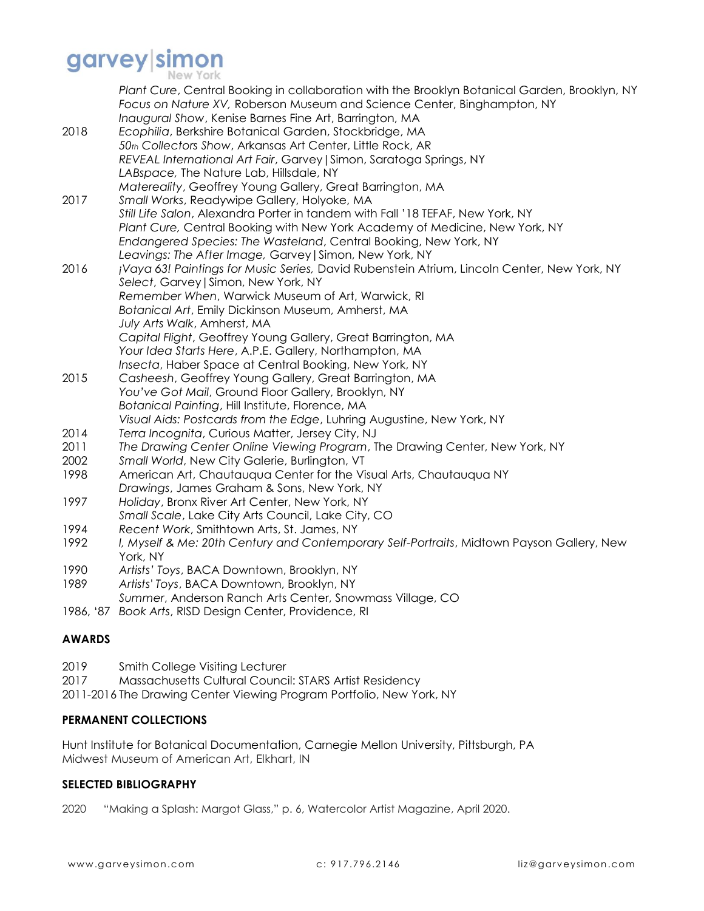| | |
|---|---|
| | *Plant Cure*, Central Booking in collaboration with the Brooklyn Botanical Garden, Brooklyn, NY |
| | *Focus on Nature XV,* Roberson Museum and Science Center, Binghampton, NY |
| | *Inaugural Show*, Kenise Barnes Fine Art, Barrington, MA |
| 2018 | *Ecophilia*, Berkshire Botanical Garden, Stockbridge, MA |
| | *50th Collectors Show*, Arkansas Art Center, Little Rock, AR |
| | *REVEAL International Art Fair*, Garvey\|Simon, Saratoga Springs, NY |
| | *LABspace*, The Nature Lab, Hillsdale, NY |
| | *Matereality*, Geoffrey Young Gallery, Great Barrington, MA |
| 2017 | *Small Works*, Readywipe Gallery, Holyoke, MA |
| | *Still Life Salon*, Alexandra Porter in tandem with Fall '18 TEFAF, New York, NY |
| | *Plant Cure,* Central Booking with New York Academy of Medicine, New York, NY |
| | *Endangered Species: The Wasteland*, Central Booking, New York, NY |
| | *Leavings: The After Image,* Garvey\|Simon, New York, NY |
| 2016 | *¡Vaya 63! Paintings for Music Series,* David Rubenstein Atrium, Lincoln Center, New York, NY |
| | *Select*, Garvey\|Simon, New York, NY |
| | *Remember When*, Warwick Museum of Art, Warwick, RI |
| | *Botanical Art*, Emily Dickinson Museum, Amherst, MA |
| | *July Arts Walk*, Amherst, MA |
| | *Capital Flight*, Geoffrey Young Gallery, Great Barrington, MA |
| | *Your Idea Starts Here*, A.P.E. Gallery, Northampton, MA |
| | *Insecta*, Haber Space at Central Booking, New York, NY |
| 2015 | *Casheesh*, Geoffrey Young Gallery, Great Barrington, MA |
| | *You've Got Mail*, Ground Floor Gallery, Brooklyn, NY |
| | *Botanical Painting*, Hill Institute, Florence, MA |
| | *Visual Aids: Postcards from the Edge*, Luhring Augustine, New York, NY |
| 2014 | *Terra Incognita*, Curious Matter, Jersey City, NJ |
| 2011 | *The Drawing Center Online Viewing Program*, The Drawing Center, New York, NY |
| 2002 | *Small World*, New City Galerie, Burlington, VT |
| 1998 | American Art, Chautauqua Center for the Visual Arts, Chautauqua NY |
| | *Drawings*, James Graham & Sons, New York, NY |
| 1997 | *Holiday*, Bronx River Art Center, New York, NY |
| | *Small Scale*, Lake City Arts Council, Lake City, CO |
| 1994 | *Recent Work*, Smithtown Arts, St. James, NY |
| 1992 | *I, Myself & Me: 20th Century and Contemporary Self-Portraits*, Midtown Payson Gallery, New York, NY |
| 1990 | *Artists' Toys*, BACA Downtown, Brooklyn, NY |
| 1989 | *Artists' Toys*, BACA Downtown, Brooklyn, NY |
| | *Summer*, Anderson Ranch Arts Center, Snowmass Village, CO |
| 1986, '87 | *Book Arts*, RISD Design Center, Providence, RI |

**AWARDS**

2019 Smith College Visiting Lecturer
2017 Massachusetts Cultural Council: STARS Artist Residency
2011-2016 The Drawing Center Viewing Program Portfolio, New York, NY

**PERMANENT COLLECTIONS**

Hunt Institute for Botanical Documentation, Carnegie Mellon University, Pittsburgh, PA
Midwest Museum of American Art, Elkhart, IN

**SELECTED BIBLIOGRAPHY**

2020 "Making a Splash: Margot Glass," p. 6, Watercolor Artist Magazine, April 2020.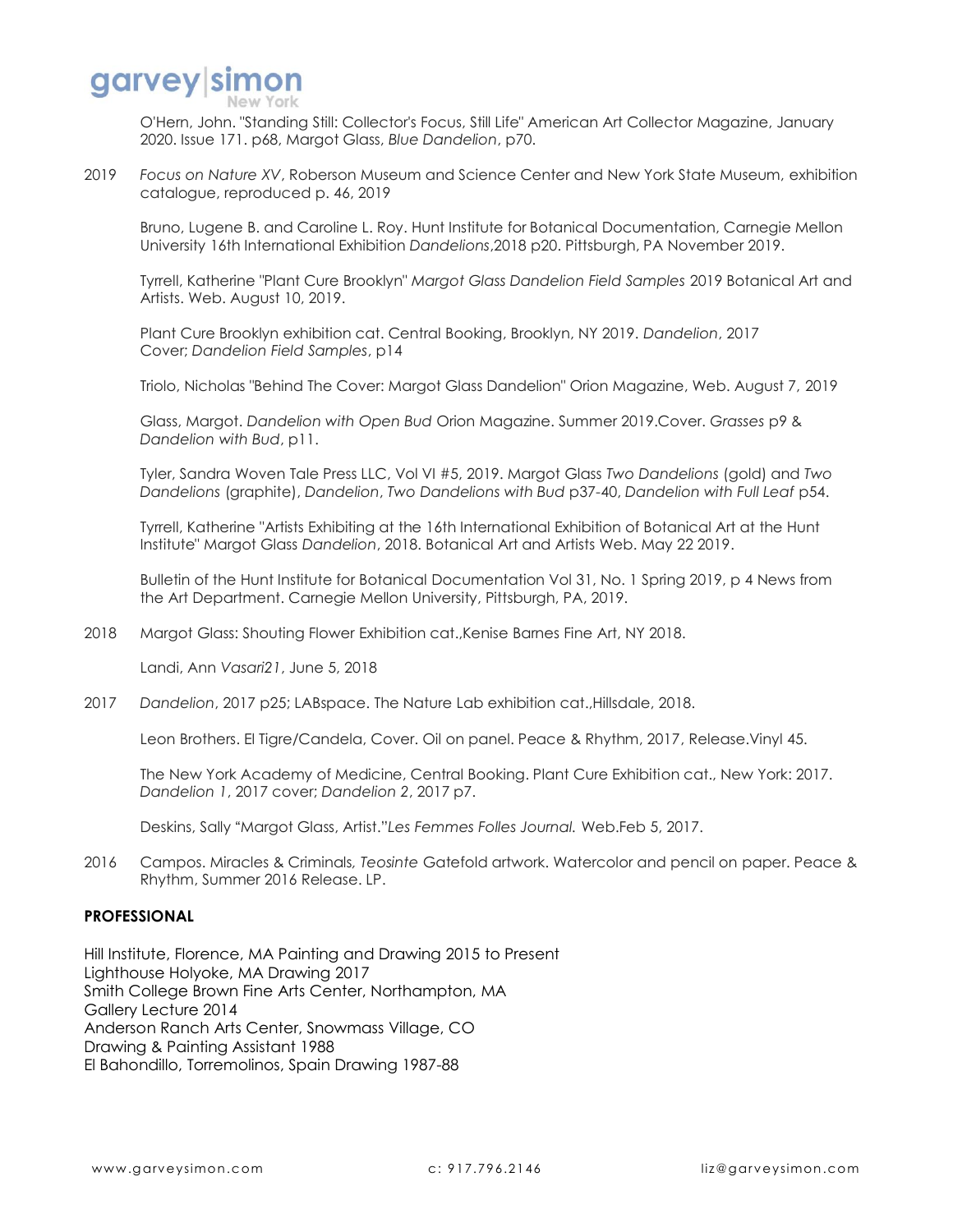O'Hern, John. "Standing Still: Collector's Focus, Still Life" American Art Collector Magazine, January 2020. Issue 171. p68, Margot Glass, *Blue Dandelion*, p70.

2019 *Focus on Nature XV*, Roberson Museum and Science Center and New York State Museum, exhibition catalogue, reproduced p. 46, 2019

Bruno, Lugene B. and Caroline L. Roy. Hunt Institute for Botanical Documentation, Carnegie Mellon University 16th International Exhibition *Dandelions*,2018 p20. Pittsburgh, PA November 2019.

Tyrrell, Katherine "Plant Cure Brooklyn" *Margot Glass Dandelion Field Samples* 2019 Botanical Art and Artists. Web. August 10, 2019.

Plant Cure Brooklyn exhibition cat. Central Booking, Brooklyn, NY 2019. *Dandelion*, 2017 Cover; *Dandelion Field Samples*, p14

Triolo, Nicholas "Behind The Cover: Margot Glass Dandelion" Orion Magazine, Web. August 7, 2019

Glass, Margot. *Dandelion with Open Bud* Orion Magazine. Summer 2019.Cover. *Grasses* p9 & *Dandelion with Bud*, p11.

Tyler, Sandra Woven Tale Press LLC, Vol VI #5, 2019. Margot Glass *Two Dandelions* (gold) and *Two Dandelions* (graphite), *Dandelion*, *Two Dandelions with Bud* p37-40, *Dandelion with Full Leaf* p54.

Tyrrell, Katherine "Artists Exhibiting at the 16th International Exhibition of Botanical Art at the Hunt Institute" Margot Glass *Dandelion*, 2018. Botanical Art and Artists Web. May 22 2019.

Bulletin of the Hunt Institute for Botanical Documentation Vol 31, No. 1 Spring 2019, p 4 News from the Art Department. Carnegie Mellon University, Pittsburgh, PA, 2019.

2018 Margot Glass: Shouting Flower Exhibition cat.,Kenise Barnes Fine Art, NY 2018.

Landi, Ann *Vasari21*, June 5, 2018

2017 *Dandelion*, 2017 p25; LABspace. The Nature Lab exhibition cat.,Hillsdale, 2018.

Leon Brothers. El Tigre/Candela, Cover. Oil on panel. Peace & Rhythm, 2017, Release.Vinyl 45.

The New York Academy of Medicine, Central Booking. Plant Cure Exhibition cat., New York: 2017. *Dandelion 1*, 2017 cover; *Dandelion 2*, 2017 p7.

Deskins, Sally "Margot Glass, Artist."*Les Femmes Folles Journal.* Web.Feb 5, 2017.

2016 Campos. Miracles & Criminals, *Teosinte* Gatefold artwork. Watercolor and pencil on paper. Peace & Rhythm, Summer 2016 Release. LP.

**PROFESSIONAL**

Hill Institute, Florence, MA Painting and Drawing 2015 to Present
Lighthouse Holyoke, MA Drawing 2017
Smith College Brown Fine Arts Center, Northampton, MA
Gallery Lecture 2014
Anderson Ranch Arts Center, Snowmass Village, CO
Drawing & Painting Assistant 1988
El Bahondillo, Torremolinos, Spain Drawing 1987-88